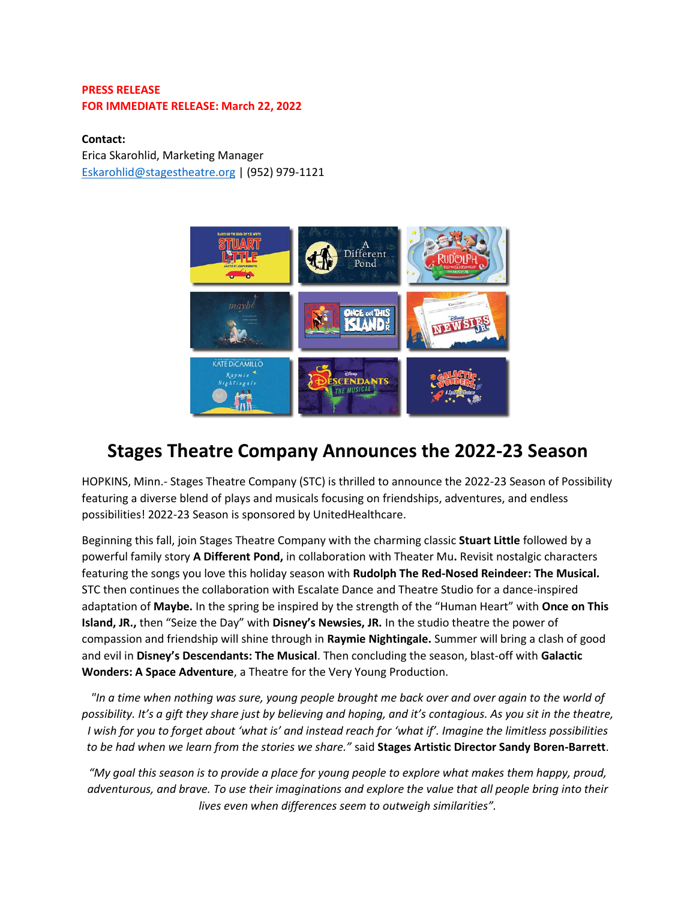**PRESS RELEASE**
**FOR IMMEDIATE RELEASE: March 22, 2022**

**Contact:**
Erica Skarohlid, Marketing Manager
Eskarohlid@stagestheatre.org | (952) 979-1121

# Stages Theatre Company Announces the 2022-23 Season

HOPKINS, Minn.- Stages Theatre Company (STC) is thrilled to announce the 2022-23 Season of Possibility featuring a diverse blend of plays and musicals focusing on friendships, adventures, and endless possibilities! 2022-23 Season is sponsored by UnitedHealthcare.

Beginning this fall, join Stages Theatre Company with the charming classic **Stuart Little** followed by a powerful family story **A Different Pond,** in collaboration with Theater Mu**.** Revisit nostalgic characters featuring the songs you love this holiday season with **Rudolph The Red-Nosed Reindeer: The Musical.** STC then continues the collaboration with Escalate Dance and Theatre Studio for a dance-inspired adaptation of **Maybe.** In the spring be inspired by the strength of the "Human Heart" with **Once on This Island, JR.,** then "Seize the Day" with **Disney's Newsies, JR.** In the studio theatre the power of compassion and friendship will shine through in **Raymie Nightingale.** Summer will bring a clash of good and evil in **Disney's Descendants: The Musical**. Then concluding the season, blast-off with **Galactic Wonders: A Space Adventure**, a Theatre for the Very Young Production.

*"In a time when nothing was sure, young people brought me back over and over again to the world of possibility. It's a gift they share just by believing and hoping, and it's contagious. As you sit in the theatre, I wish for you to forget about 'what is' and instead reach for 'what if'. Imagine the limitless possibilities to be had when we learn from the stories we share."* said **Stages Artistic Director Sandy Boren-Barrett**.

*"My goal this season is to provide a place for young people to explore what makes them happy, proud, adventurous, and brave. To use their imaginations and explore the value that all people bring into their lives even when differences seem to outweigh similarities".*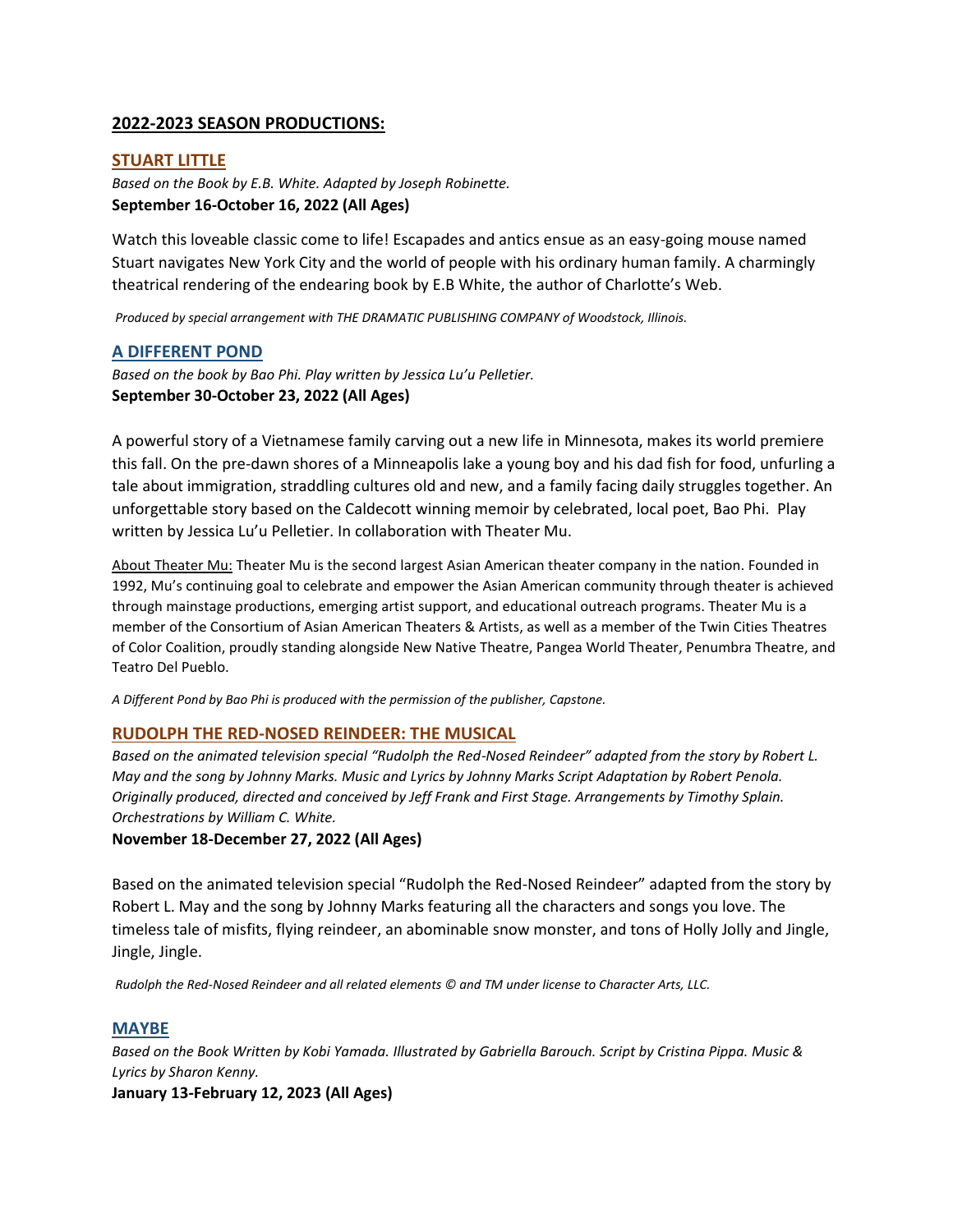## 2022-2023 SEASON PRODUCTIONS:

### STUART LITTLE

*Based on the Book by E.B. White. Adapted by Joseph Robinette.*
**September 16-October 16, 2022 (All Ages)**

Watch this loveable classic come to life! Escapades and antics ensue as an easy-going mouse named Stuart navigates New York City and the world of people with his ordinary human family. A charmingly theatrical rendering of the endearing book by E.B White, the author of Charlotte's Web.

*Produced by special arrangement with THE DRAMATIC PUBLISHING COMPANY of Woodstock, Illinois.*

### A DIFFERENT POND

*Based on the book by Bao Phi. Play written by Jessica Lu'u Pelletier.*
**September 30-October 23, 2022 (All Ages)**

A powerful story of a Vietnamese family carving out a new life in Minnesota, makes its world premiere this fall. On the pre-dawn shores of a Minneapolis lake a young boy and his dad fish for food, unfurling a tale about immigration, straddling cultures old and new, and a family facing daily struggles together. An unforgettable story based on the Caldecott winning memoir by celebrated, local poet, Bao Phi. Play written by Jessica Lu'u Pelletier. In collaboration with Theater Mu.

About Theater Mu: Theater Mu is the second largest Asian American theater company in the nation. Founded in 1992, Mu's continuing goal to celebrate and empower the Asian American community through theater is achieved through mainstage productions, emerging artist support, and educational outreach programs. Theater Mu is a member of the Consortium of Asian American Theaters & Artists, as well as a member of the Twin Cities Theatres of Color Coalition, proudly standing alongside New Native Theatre, Pangea World Theater, Penumbra Theatre, and Teatro Del Pueblo.

*A Different Pond by Bao Phi is produced with the permission of the publisher, Capstone.*

### RUDOLPH THE RED-NOSED REINDEER: THE MUSICAL

*Based on the animated television special "Rudolph the Red-Nosed Reindeer" adapted from the story by Robert L. May and the song by Johnny Marks. Music and Lyrics by Johnny Marks Script Adaptation by Robert Penola. Originally produced, directed and conceived by Jeff Frank and First Stage. Arrangements by Timothy Splain. Orchestrations by William C. White.*
**November 18-December 27, 2022 (All Ages)**

Based on the animated television special "Rudolph the Red-Nosed Reindeer" adapted from the story by Robert L. May and the song by Johnny Marks featuring all the characters and songs you love. The timeless tale of misfits, flying reindeer, an abominable snow monster, and tons of Holly Jolly and Jingle, Jingle, Jingle.

*Rudolph the Red-Nosed Reindeer and all related elements © and TM under license to Character Arts, LLC.*

### MAYBE

*Based on the Book Written by Kobi Yamada. Illustrated by Gabriella Barouch. Script by Cristina Pippa. Music & Lyrics by Sharon Kenny.*
**January 13-February 12, 2023 (All Ages)**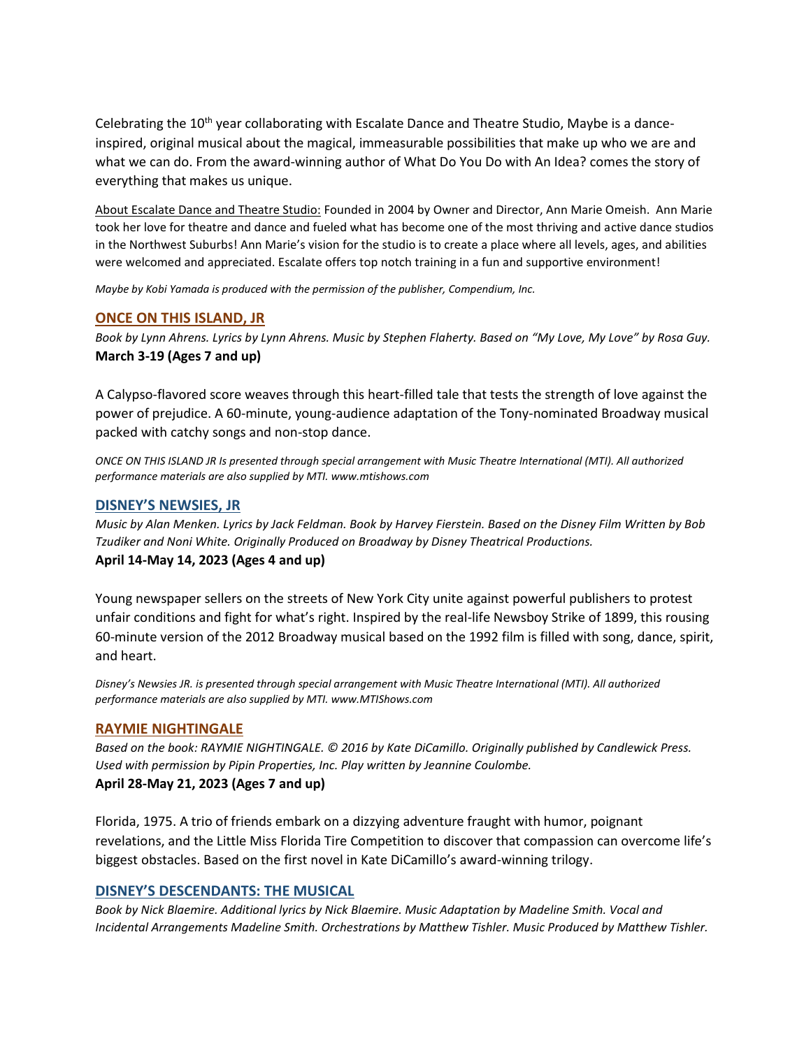Celebrating the 10th year collaborating with Escalate Dance and Theatre Studio, Maybe is a dance-inspired, original musical about the magical, immeasurable possibilities that make up who we are and what we can do. From the award-winning author of What Do You Do with An Idea? comes the story of everything that makes us unique.

About Escalate Dance and Theatre Studio: Founded in 2004 by Owner and Director, Ann Marie Omeish. Ann Marie took her love for theatre and dance and fueled what has become one of the most thriving and active dance studios in the Northwest Suburbs! Ann Marie's vision for the studio is to create a place where all levels, ages, and abilities were welcomed and appreciated. Escalate offers top notch training in a fun and supportive environment!

*Maybe by Kobi Yamada is produced with the permission of the publisher, Compendium, Inc.*

## ONCE ON THIS ISLAND, JR

*Book by Lynn Ahrens. Lyrics by Lynn Ahrens. Music by Stephen Flaherty. Based on "My Love, My Love" by Rosa Guy.*
**March 3-19 (Ages 7 and up)**

A Calypso-flavored score weaves through this heart-filled tale that tests the strength of love against the power of prejudice. A 60-minute, young-audience adaptation of the Tony-nominated Broadway musical packed with catchy songs and non-stop dance.

*ONCE ON THIS ISLAND JR Is presented through special arrangement with Music Theatre International (MTI). All authorized performance materials are also supplied by MTI. www.mtishows.com*

## DISNEY'S NEWSIES, JR

*Music by Alan Menken. Lyrics by Jack Feldman. Book by Harvey Fierstein. Based on the Disney Film Written by Bob Tzudiker and Noni White. Originally Produced on Broadway by Disney Theatrical Productions.*
**April 14-May 14, 2023 (Ages 4 and up)**

Young newspaper sellers on the streets of New York City unite against powerful publishers to protest unfair conditions and fight for what's right. Inspired by the real-life Newsboy Strike of 1899, this rousing 60-minute version of the 2012 Broadway musical based on the 1992 film is filled with song, dance, spirit, and heart.

*Disney's Newsies JR. is presented through special arrangement with Music Theatre International (MTI). All authorized performance materials are also supplied by MTI. www.MTIShows.com*

## RAYMIE NIGHTINGALE

*Based on the book: RAYMIE NIGHTINGALE. © 2016 by Kate DiCamillo. Originally published by Candlewick Press. Used with permission by Pipin Properties, Inc. Play written by Jeannine Coulombe.*
**April 28-May 21, 2023 (Ages 7 and up)**

Florida, 1975. A trio of friends embark on a dizzying adventure fraught with humor, poignant revelations, and the Little Miss Florida Tire Competition to discover that compassion can overcome life's biggest obstacles. Based on the first novel in Kate DiCamillo's award-winning trilogy.

## DISNEY'S DESCENDANTS: THE MUSICAL

*Book by Nick Blaemire. Additional lyrics by Nick Blaemire. Music Adaptation by Madeline Smith. Vocal and Incidental Arrangements Madeline Smith. Orchestrations by Matthew Tishler. Music Produced by Matthew Tishler.*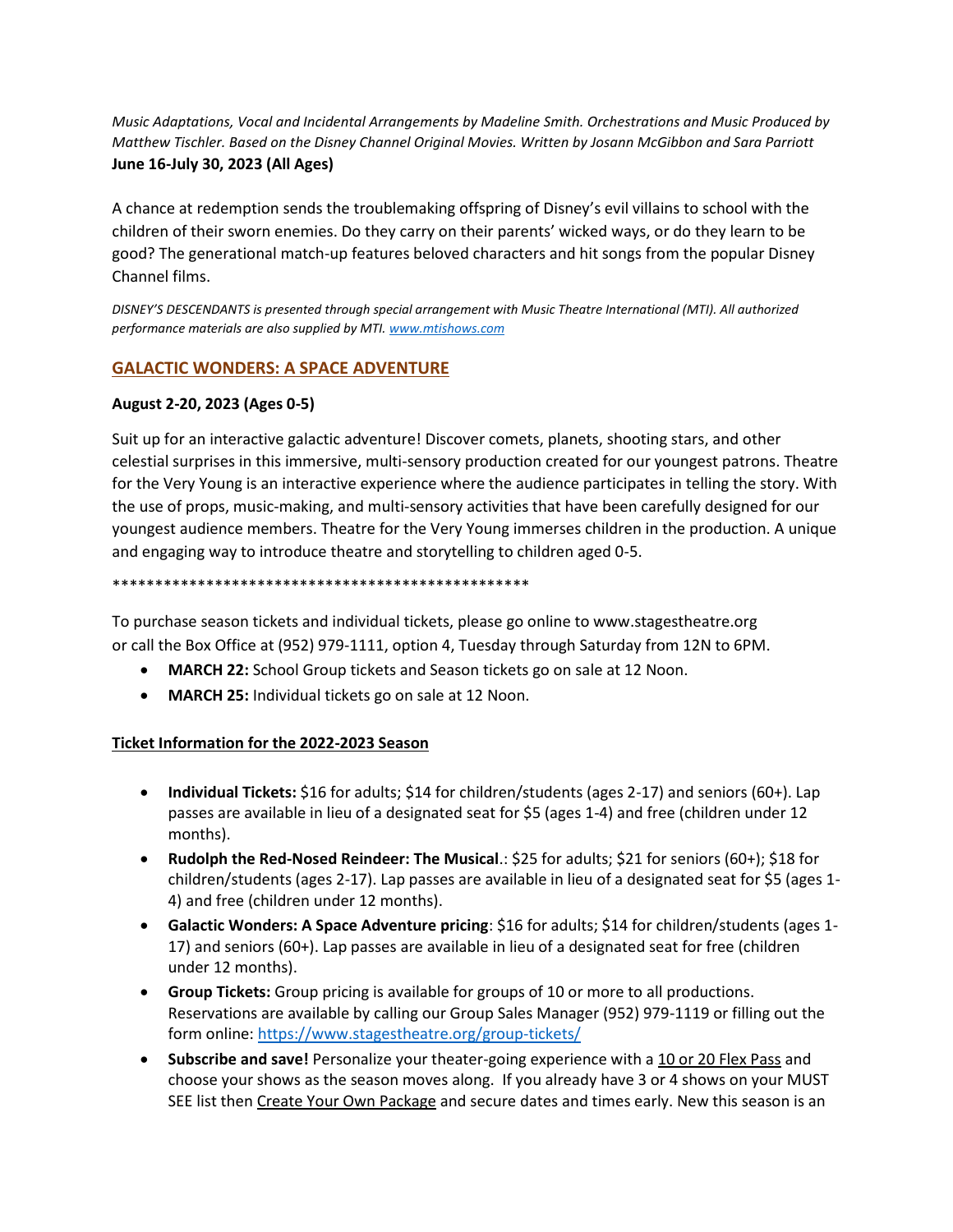*Music Adaptations, Vocal and Incidental Arrangements by Madeline Smith. Orchestrations and Music Produced by Matthew Tischler. Based on the Disney Channel Original Movies. Written by Josann McGibbon and Sara Parriott*

**June 16-July 30, 2023 (All Ages)**

A chance at redemption sends the troublemaking offspring of Disney's evil villains to school with the children of their sworn enemies. Do they carry on their parents' wicked ways, or do they learn to be good? The generational match-up features beloved characters and hit songs from the popular Disney Channel films.

*DISNEY'S DESCENDANTS is presented through special arrangement with Music Theatre International (MTI). All authorized performance materials are also supplied by MTI. [www.mtishows.com](http://www.mtishows.com)*

## GALACTIC WONDERS: A SPACE ADVENTURE

**August 2-20, 2023 (Ages 0-5)**

Suit up for an interactive galactic adventure! Discover comets, planets, shooting stars, and other celestial surprises in this immersive, multi-sensory production created for our youngest patrons. Theatre for the Very Young is an interactive experience where the audience participates in telling the story. With the use of props, music-making, and multi-sensory activities that have been carefully designed for our youngest audience members. Theatre for the Very Young immerses children in the production. A unique and engaging way to introduce theatre and storytelling to children aged 0-5.

**************************************************

To purchase season tickets and individual tickets, please go online to www.stagestheatre.org or call the Box Office at (952) 979-1111, option 4, Tuesday through Saturday from 12N to 6PM.

- **MARCH 22:** School Group tickets and Season tickets go on sale at 12 Noon.
- **MARCH 25:** Individual tickets go on sale at 12 Noon.

**Ticket Information for the 2022-2023 Season**

- **Individual Tickets:** $16 for adults; $14 for children/students (ages 2-17) and seniors (60+). Lap passes are available in lieu of a designated seat for $5 (ages 1-4) and free (children under 12 months).
- **Rudolph the Red-Nosed Reindeer: The Musical**.: $25 for adults; $21 for seniors (60+); $18 for children/students (ages 2-17). Lap passes are available in lieu of a designated seat for $5 (ages 1-4) and free (children under 12 months).
- **Galactic Wonders: A Space Adventure pricing**: $16 for adults; $14 for children/students (ages 1-17) and seniors (60+). Lap passes are available in lieu of a designated seat for free (children under 12 months).
- **Group Tickets:** Group pricing is available for groups of 10 or more to all productions. Reservations are available by calling our Group Sales Manager (952) 979-1119 or filling out the form online: [https://www.stagestheatre.org/group-tickets/](https://www.stagestheatre.org/group-tickets/)
- **Subscribe and save!** Personalize your theater-going experience with a 10 or 20 Flex Pass and choose your shows as the season moves along. If you already have 3 or 4 shows on your MUST SEE list then Create Your Own Package and secure dates and times early. New this season is an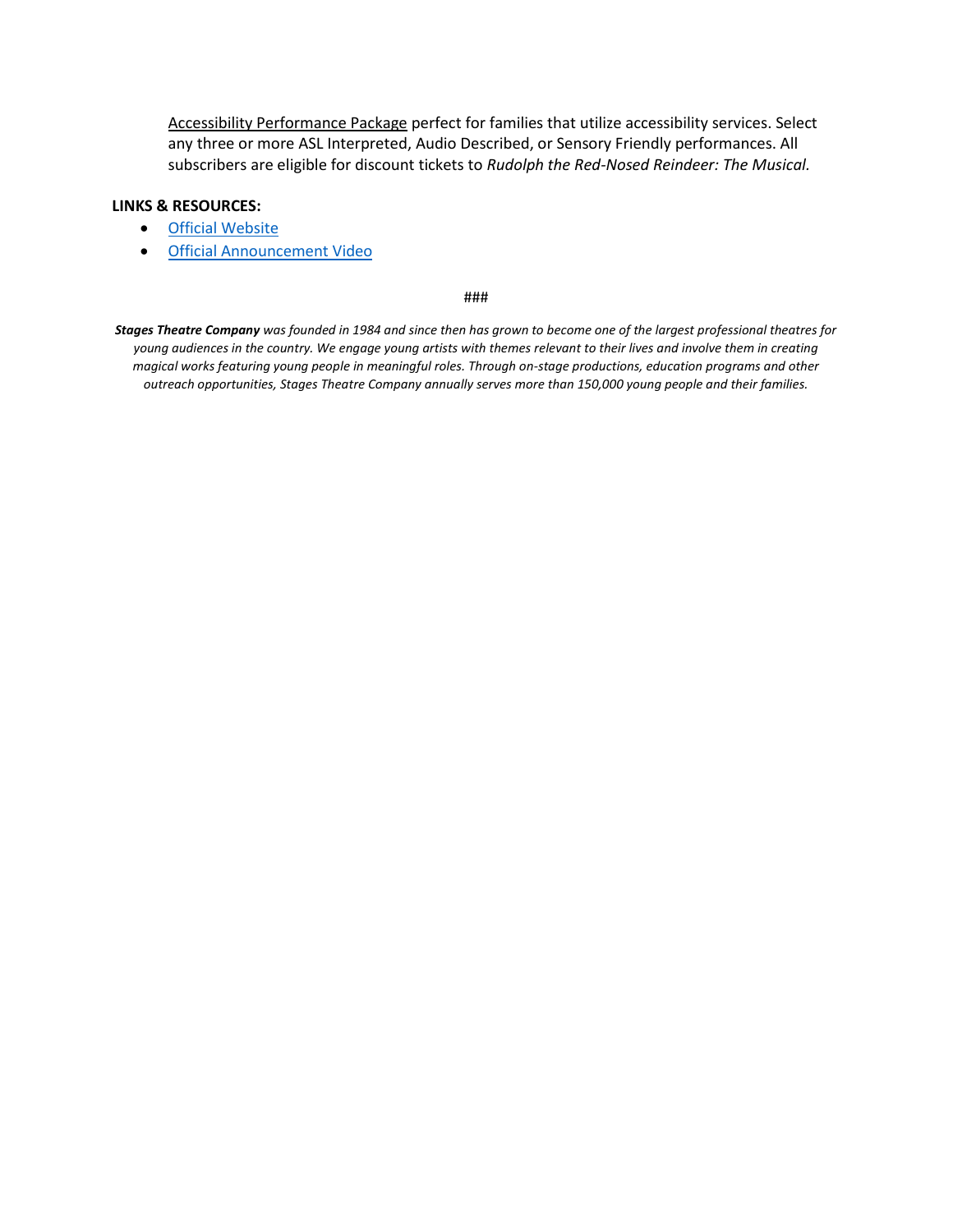Accessibility Performance Package perfect for families that utilize accessibility services. Select any three or more ASL Interpreted, Audio Described, or Sensory Friendly performances. All subscribers are eligible for discount tickets to *Rudolph the Red-Nosed Reindeer: The Musical.*

**LINKS & RESOURCES:**

- Official Website
- Official Announcement Video

###

***Stages Theatre Company** was founded in 1984 and since then has grown to become one of the largest professional theatres for young audiences in the country. We engage young artists with themes relevant to their lives and involve them in creating magical works featuring young people in meaningful roles. Through on-stage productions, education programs and other outreach opportunities, Stages Theatre Company annually serves more than 150,000 young people and their families.*